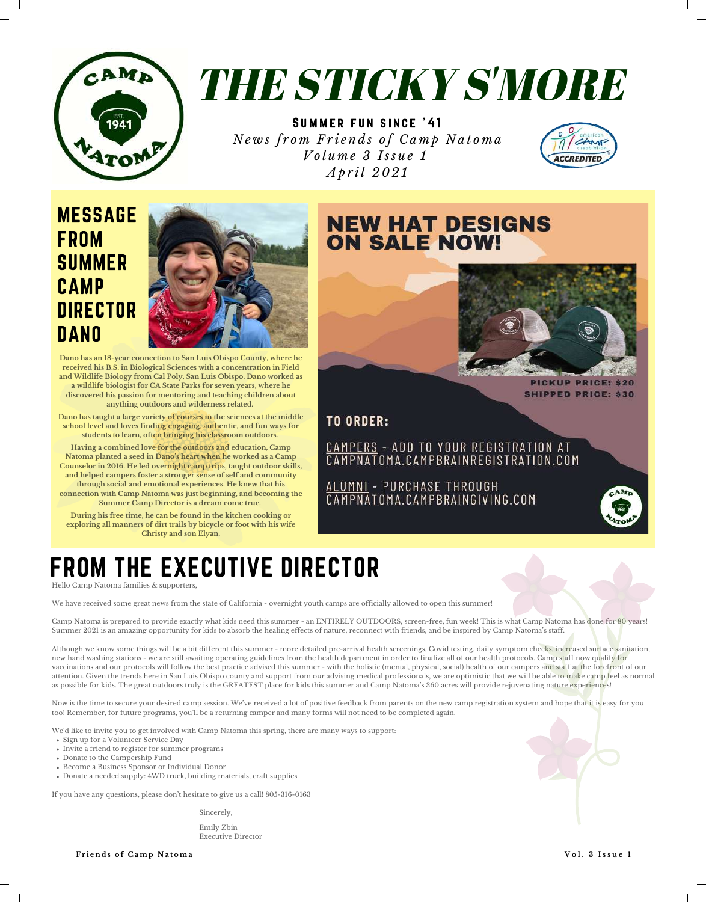# THE STICKY S'MORE

**SUMMER FUN SINCE '41**

*News from Friends of Camp Natoma*
*Volume 3 Issue 1*
*April 2021*

## MESSAGE FROM SUMMER CAMP DIRECTOR DANO

**Dano has an 18-year connection to San Luis Obispo County, where he received his B.S. in Biological Sciences with a concentration in Field and Wildlife Biology from Cal Poly, San Luis Obispo. Dano worked as a wildlife biologist for CA State Parks for seven years, where he discovered his passion for mentoring and teaching children about anything outdoors and wilderness related.**

**Dano has taught a large variety of courses in the sciences at the middle school level and loves finding engaging, authentic, and fun ways for students to learn, often bringing his classroom outdoors.**

**Having a combined love for the outdoors and education, Camp Natoma planted a seed in Dano's heart when he worked as a Camp Counselor in 2016. He led overnight camp trips, taught outdoor skills, and helped campers foster a stronger sense of self and community through social and emotional experiences. He knew that his connection with Camp Natoma was just beginning, and becoming the Summer Camp Director is a dream come true.**

**During his free time, he can be found in the kitchen cooking or exploring all manners of dirt trails by bicycle or foot with his wife Christy and son Elyan.**

## NEW HAT DESIGNS ON SALE NOW!

**PICKUP PRICE: $20**
**SHIPPED PRICE: $30**

### TO ORDER:

CAMPERS - ADD TO YOUR REGISTRATION AT CAMPNATOMA.CAMPBRAINREGISTRATION.COM

ALUMNI - PURCHASE THROUGH CAMPNATOMA.CAMPBRAINGIVING.COM

## FROM THE EXECUTIVE DIRECTOR

Hello Camp Natoma families & supporters,

We have received some great news from the state of California - overnight youth camps are officially allowed to open this summer!

Camp Natoma is prepared to provide exactly what kids need this summer - an ENTIRELY OUTDOORS, screen-free, fun week! This is what Camp Natoma has done for 80 years! Summer 2021 is an amazing opportunity for kids to absorb the healing effects of nature, reconnect with friends, and be inspired by Camp Natoma's staff.

Although we know some things will be a bit different this summer - more detailed pre-arrival health screenings, Covid testing, daily symptom checks, increased surface sanitation, new hand washing stations - we are still awaiting operating guidelines from the health department in order to finalize all of our health protocols. Camp staff now qualify for vaccinations and our protocols will follow the best practice advised this summer - with the holistic (mental, physical, social) health of our campers and staff at the forefront of our attention. Given the trends here in San Luis Obispo county and support from our advising medical professionals, we are optimistic that we will be able to make camp feel as normal as possible for kids. The great outdoors truly is the GREATEST place for kids this summer and Camp Natoma's 360 acres will provide rejuvenating nature experiences!

Now is the time to secure your desired camp session. We've received a lot of positive feedback from parents on the new camp registration system and hope that it is easy for you too! Remember, for future programs, you'll be a returning camper and many forms will not need to be completed again.

We'd like to invite you to get involved with Camp Natoma this spring, there are many ways to support:

- Sign up for a Volunteer Service Day
- Invite a friend to register for summer programs
- Donate to the Campership Fund
- Become a Business Sponsor or Individual Donor
- Donate a needed supply: 4WD truck, building materials, craft supplies

If you have any questions, please don't hesitate to give us a call! 805-316-0163

Sincerely,

Emily Zbin
Executive Director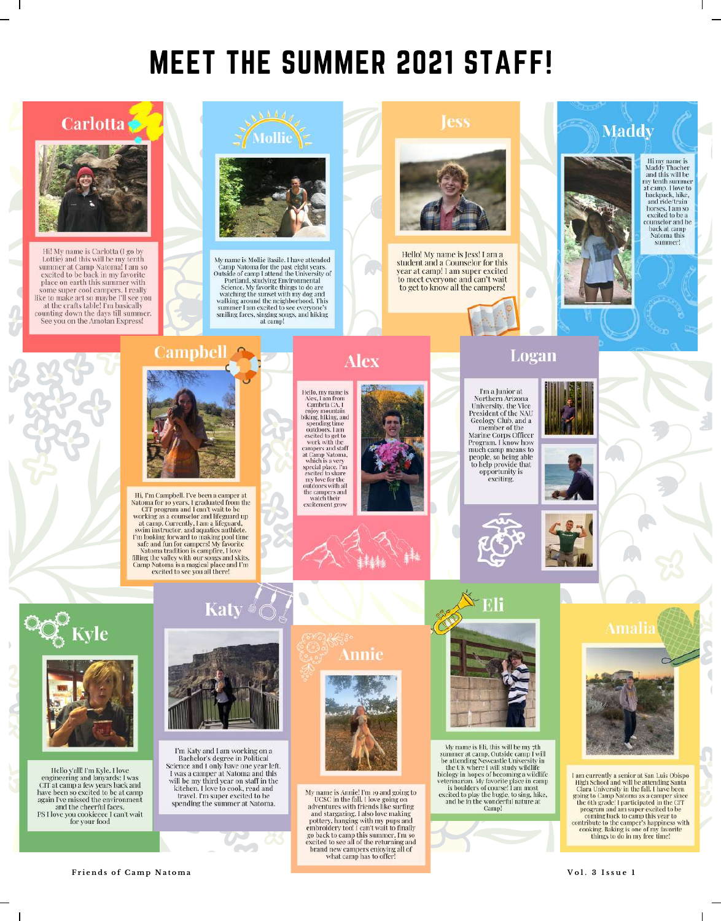# MEET THE SUMMER 2021 STAFF!

## Carlotta

Hi! My name is Carlotta (I go by Lottie) and this will be my tenth summer at Camp Natoma! I am so excited to be back in my favorite place on earth this summer with some super cool campers. I really like to make art so maybe I'll see you at the crafts table! I'm basically counting down the days till summer. See you on the Amotan Express!

## Mollie

My name is Mollie Basile. I have attended Camp Natoma for the past eight years. Outside of camp I attend the University of Portland, studying Environmental Science. My favorite things to do are watching the sunset with my dog and walking around the neighborhood. This summer I am excited to see everyone's smiling faces, singing songs, and hiking at camp!

## Jess

Hello! My name is Jess! I am a student and a Counselor for this year at camp! I am super excited to meet everyone and can't wait to get to know all the campers!

## Maddy

Hi my name is Maddy Thacher and this will be my tenth summer at camp. I love to backpack, hike, and ride/train horses. I am so excited to be a counselor and be back at camp Natoma this summer!

## Campbell

Hi, I'm Campbell. I've been a camper at Natoma for 10 years. I graduated from the CIT program and I can't wait to be working as a counselor and lifeguard up at camp. Currently, I am a lifeguard, swim instructor, and aquatics authlete. I'm looking forward to making pool time safe and fun for campers! My favorite Natoma tradition is campfire. I love filling the valley with our songs and skits. Camp Natoma is a magical place and I'm excited to see you all there!

## Alex

Hello, my name is Alex, I am from Cambria CA. I enjoy mountain biking, hiking, and spending time outdoors. I am excited to get to work with the campers and staff at Camp Natoma, which is a very special place. I'm excited to share my love for the outdoors with all the campers and watch their excitement grow

## Logan

I'm a Junior at Northern Arizona University, the Vice President of the NAU Geology Club, and a member of the Marine Corps Officer Program. I know how much camp means to people, so being able to help provide that opportunity is exciting.

## Kyle

Hello y'all! I'm Kyle. I love engineering and lanyards. I was CIT at camp a few years back and have been so excited to be at camp again I've missed the environment and the cheerful faces.
PS I love you cookieeee I can't wait for your food

## Katy

I'm Katy and I am working on a Bachelor's degree in Political Science and I only have one year left. I was a camper at Natoma and this will be my third year on staff in the kitchen. I love to cook, read and travel. I'm super excited to be spending the summer at Natoma.

## Annie

My name is Annie! I'm 19 and going to UCSC in the fall. I love going on adventures with friends like surfing and stargazing. I also love making pottery, hanging with my pups and embroidery too! I can't wait to finally go back to camp this summer. I'm so excited to see all of the returning and brand new campers enjoying all of what camp has to offer!

## Eli

My name is Eli, this will be my 7th summer at camp. Outside camp I will be attending Newcastle University in the UK where I will study wildlife biology in hopes of becoming a wildlife veterinarian. My favorite place in camp is boulders of course! I am most excited to play the bugle, to sing, hike, and be in the wonderful nature at Camp!

## Amalia

I am currently a senior at San Luis Obispo High School and will be attending Santa Clara University in the fall. I have been going to Camp Natoma as a camper since the 6th grade! I participated in the CIT program and am super excited to be coming back to camp this year to contribute to the camper's happiness with cooking. Baking is one of my favorite things to do in my free time!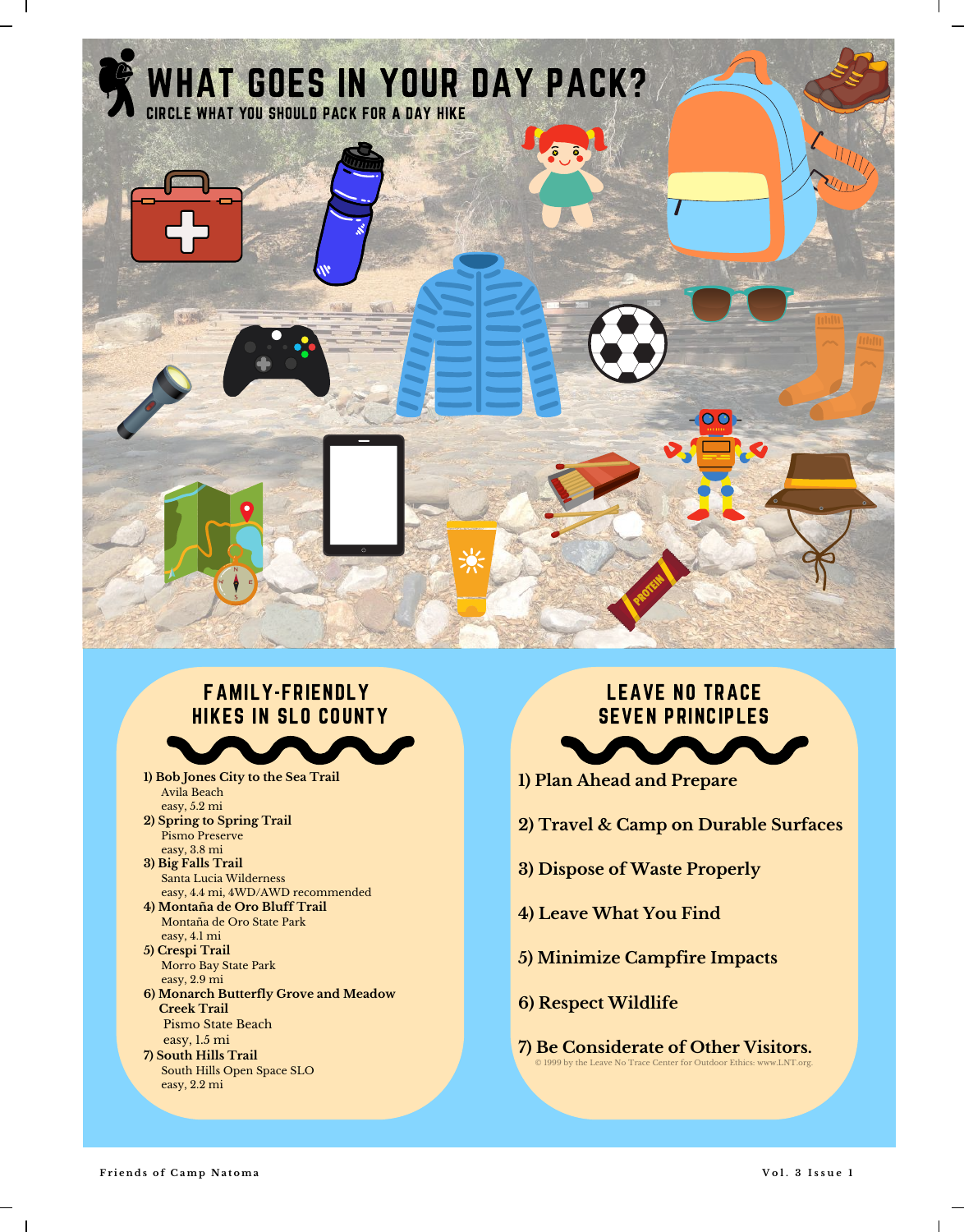# WHAT GOES IN YOUR DAY PACK?

CIRCLE WHAT YOU SHOULD PACK FOR A DAY HIKE

## FAMILY-FRIENDLY HIKES IN SLO COUNTY

1) **Bob Jones City to the Sea Trail**
   Avila Beach
   easy, 5.2 mi
2) **Spring to Spring Trail**
   Pismo Preserve
   easy, 3.8 mi
3) **Big Falls Trail**
   Santa Lucia Wilderness
   easy, 4.4 mi, 4WD/AWD recommended
4) **Montaña de Oro Bluff Trail**
   Montaña de Oro State Park
   easy, 4.1 mi
5) **Crespi Trail**
   Morro Bay State Park
   easy, 2.9 mi
6) **Monarch Butterfly Grove and Meadow Creek Trail**
   Pismo State Beach
   easy, 1.5 mi
7) **South Hills Trail**
   South Hills Open Space SLO
   easy, 2.2 mi

## LEAVE NO TRACE SEVEN PRINCIPLES

1) **Plan Ahead and Prepare**

2) **Travel & Camp on Durable Surfaces**

3) **Dispose of Waste Properly**

4) **Leave What You Find**

5) **Minimize Campfire Impacts**

6) **Respect Wildlife**

7) **Be Considerate of Other Visitors.**

© 1999 by the Leave No Trace Center for Outdoor Ethics: www.LNT.org.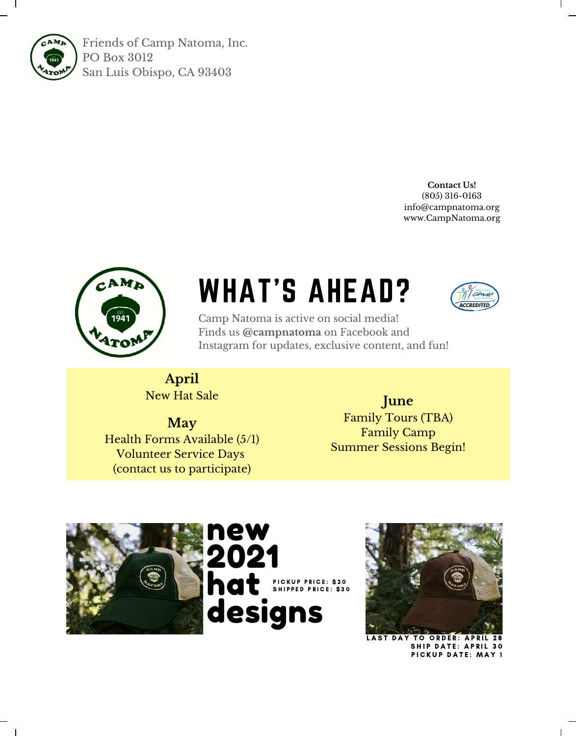Friends of Camp Natoma, Inc.
PO Box 3012
San Luis Obispo, CA 93403

**Contact Us!**
(805) 316-0163
info@campnatoma.org
www.CampNatoma.org

# WHAT'S AHEAD?

Camp Natoma is active on social media!
Finds us **@campnatoma** on Facebook and Instagram for updates, exclusive content, and fun!

**April**
New Hat Sale

**May**
Health Forms Available (5/1)
Volunteer Service Days
(contact us to participate)

**June**
Family Tours (TBA)
Family Camp
Summer Sessions Begin!

## new 2021 hat designs

PICKUP PRICE: $20
SHIPPED PRICE: $30

LAST DAY TO ORDER: APRIL 28
SHIP DATE: APRIL 30
PICKUP DATE: MAY 1